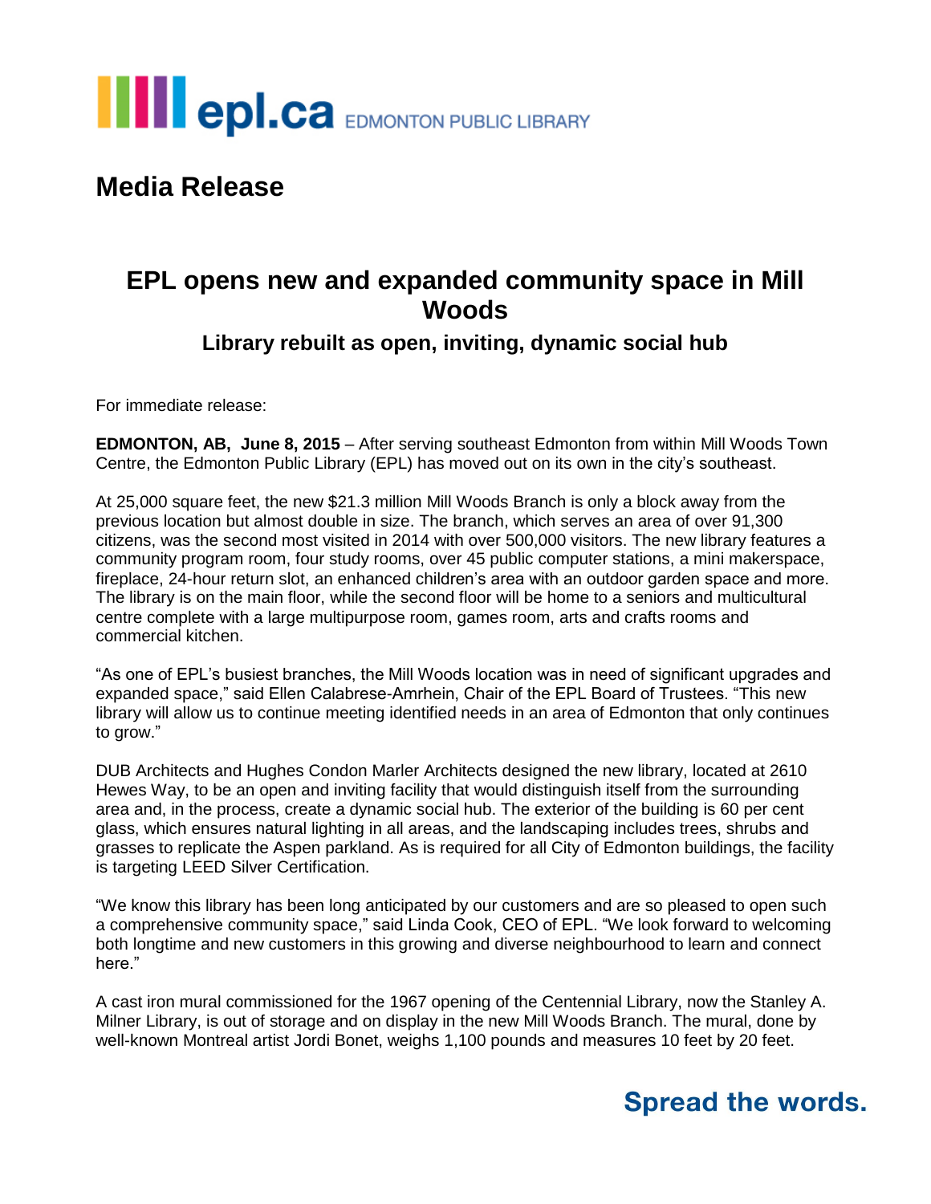epl.ca EDMONTON PUBLIC LIBRARY

# Media Release

## EPL opens new and expanded community space in Mill Woods

### Library rebuilt as open, inviting, dynamic social hub

For immediate release:

**EDMONTON, AB, June 8, 2015** – After serving southeast Edmonton from within Mill Woods Town Centre, the Edmonton Public Library (EPL) has moved out on its own in the city's southeast.

At 25,000 square feet, the new $21.3 million Mill Woods Branch is only a block away from the previous location but almost double in size. The branch, which serves an area of over 91,300 citizens, was the second most visited in 2014 with over 500,000 visitors. The new library features a community program room, four study rooms, over 45 public computer stations, a mini makerspace, fireplace, 24-hour return slot, an enhanced children's area with an outdoor garden space and more. The library is on the main floor, while the second floor will be home to a seniors and multicultural centre complete with a large multipurpose room, games room, arts and crafts rooms and commercial kitchen.

"As one of EPL's busiest branches, the Mill Woods location was in need of significant upgrades and expanded space," said Ellen Calabrese-Amrhein, Chair of the EPL Board of Trustees. "This new library will allow us to continue meeting identified needs in an area of Edmonton that only continues to grow."

DUB Architects and Hughes Condon Marler Architects designed the new library, located at 2610 Hewes Way, to be an open and inviting facility that would distinguish itself from the surrounding area and, in the process, create a dynamic social hub. The exterior of the building is 60 per cent glass, which ensures natural lighting in all areas, and the landscaping includes trees, shrubs and grasses to replicate the Aspen parkland. As is required for all City of Edmonton buildings, the facility is targeting LEED Silver Certification.

"We know this library has been long anticipated by our customers and are so pleased to open such a comprehensive community space," said Linda Cook, CEO of EPL. "We look forward to welcoming both longtime and new customers in this growing and diverse neighbourhood to learn and connect here."

A cast iron mural commissioned for the 1967 opening of the Centennial Library, now the Stanley A. Milner Library, is out of storage and on display in the new Mill Woods Branch. The mural, done by well-known Montreal artist Jordi Bonet, weighs 1,100 pounds and measures 10 feet by 20 feet.

**Spread the words.**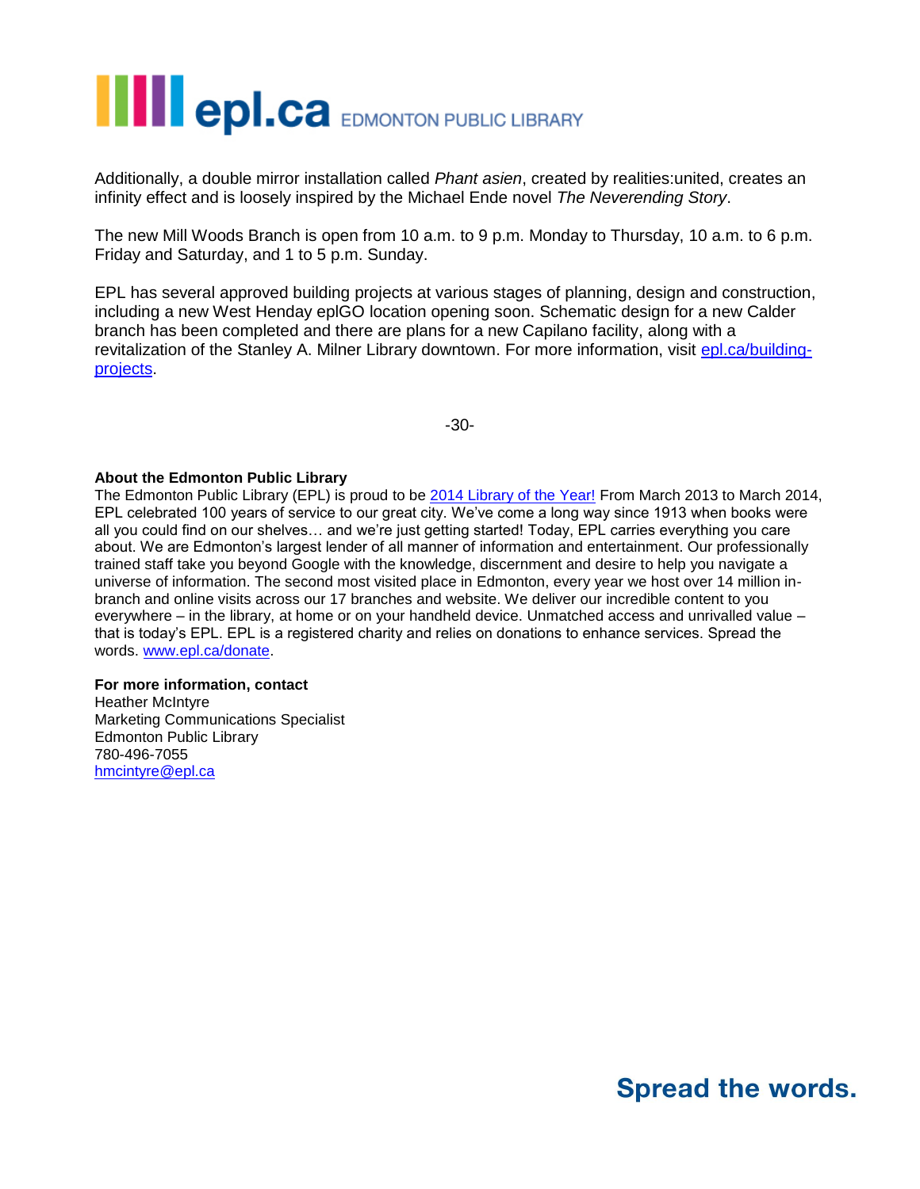Additionally, a double mirror installation called *Phant asien*, created by realities:united, creates an infinity effect and is loosely inspired by the Michael Ende novel *The Neverending Story*.

The new Mill Woods Branch is open from 10 a.m. to 9 p.m. Monday to Thursday, 10 a.m. to 6 p.m. Friday and Saturday, and 1 to 5 p.m. Sunday.

EPL has several approved building projects at various stages of planning, design and construction, including a new West Henday eplGO location opening soon. Schematic design for a new Calder branch has been completed and there are plans for a new Capilano facility, along with a revitalization of the Stanley A. Milner Library downtown. For more information, visit epl.ca/building-projects.

-30-

**About the Edmonton Public Library**
The Edmonton Public Library (EPL) is proud to be 2014 Library of the Year! From March 2013 to March 2014, EPL celebrated 100 years of service to our great city. We've come a long way since 1913 when books were all you could find on our shelves… and we're just getting started! Today, EPL carries everything you care about. We are Edmonton's largest lender of all manner of information and entertainment. Our professionally trained staff take you beyond Google with the knowledge, discernment and desire to help you navigate a universe of information. The second most visited place in Edmonton, every year we host over 14 million in-branch and online visits across our 17 branches and website. We deliver our incredible content to you everywhere – in the library, at home or on your handheld device. Unmatched access and unrivalled value – that is today's EPL. EPL is a registered charity and relies on donations to enhance services. Spread the words. www.epl.ca/donate.

**For more information, contact**
Heather McIntyre
Marketing Communications Specialist
Edmonton Public Library
780-496-7055
hmcintyre@epl.ca